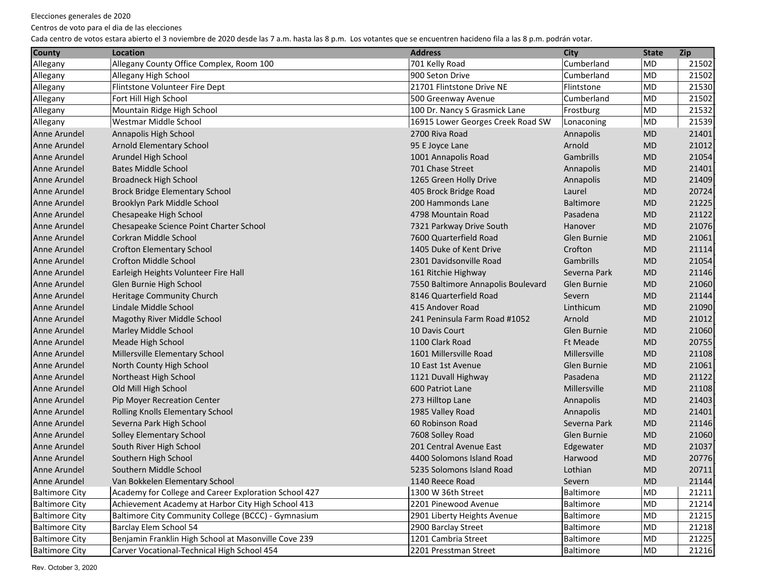Elecciones generales de 2020

Centros de voto para el dia de las elecciones

Cada centro de votos estara abierto el 3 noviembre de 2020 desde las 7 a.m. hasta las 8 p.m. Los votantes que se encuentren hacideno fila a las 8 p.m. podrán votar.

| County | Location | Address | City | State | Zip |
|---|---|---|---|---|---|
| Allegany | Allegany County Office Complex, Room 100 | 701 Kelly Road | Cumberland | MD | 21502 |
| Allegany | Allegany High School | 900 Seton Drive | Cumberland | MD | 21502 |
| Allegany | Flintstone Volunteer Fire Dept | 21701 Flintstone Drive NE | Flintstone | MD | 21530 |
| Allegany | Fort Hill High School | 500 Greenway Avenue | Cumberland | MD | 21502 |
| Allegany | Mountain Ridge High School | 100 Dr. Nancy S Grasmick Lane | Frostburg | MD | 21532 |
| Allegany | Westmar Middle School | 16915 Lower Georges Creek Road SW | Lonaconing | MD | 21539 |
| Anne Arundel | Annapolis High School | 2700 Riva Road | Annapolis | MD | 21401 |
| Anne Arundel | Arnold Elementary School | 95 E Joyce Lane | Arnold | MD | 21012 |
| Anne Arundel | Arundel High School | 1001 Annapolis Road | Gambrills | MD | 21054 |
| Anne Arundel | Bates Middle School | 701 Chase Street | Annapolis | MD | 21401 |
| Anne Arundel | Broadneck High School | 1265 Green Holly Drive | Annapolis | MD | 21409 |
| Anne Arundel | Brock Bridge Elementary School | 405 Brock Bridge Road | Laurel | MD | 20724 |
| Anne Arundel | Brooklyn Park Middle School | 200 Hammonds Lane | Baltimore | MD | 21225 |
| Anne Arundel | Chesapeake High School | 4798 Mountain Road | Pasadena | MD | 21122 |
| Anne Arundel | Chesapeake Science Point Charter School | 7321 Parkway Drive South | Hanover | MD | 21076 |
| Anne Arundel | Corkran Middle School | 7600 Quarterfield Road | Glen Burnie | MD | 21061 |
| Anne Arundel | Crofton Elementary School | 1405 Duke of Kent Drive | Crofton | MD | 21114 |
| Anne Arundel | Crofton Middle School | 2301 Davidsonville Road | Gambrills | MD | 21054 |
| Anne Arundel | Earleigh Heights Volunteer Fire Hall | 161 Ritchie Highway | Severna Park | MD | 21146 |
| Anne Arundel | Glen Burnie High School | 7550 Baltimore Annapolis Boulevard | Glen Burnie | MD | 21060 |
| Anne Arundel | Heritage Community Church | 8146 Quarterfield Road | Severn | MD | 21144 |
| Anne Arundel | Lindale Middle School | 415 Andover Road | Linthicum | MD | 21090 |
| Anne Arundel | Magothy River Middle School | 241 Peninsula Farm Road #1052 | Arnold | MD | 21012 |
| Anne Arundel | Marley Middle School | 10 Davis Court | Glen Burnie | MD | 21060 |
| Anne Arundel | Meade High School | 1100 Clark Road | Ft Meade | MD | 20755 |
| Anne Arundel | Millersville Elementary School | 1601 Millersville Road | Millersville | MD | 21108 |
| Anne Arundel | North County High School | 10 East 1st Avenue | Glen Burnie | MD | 21061 |
| Anne Arundel | Northeast High School | 1121 Duvall Highway | Pasadena | MD | 21122 |
| Anne Arundel | Old Mill High School | 600 Patriot Lane | Millersville | MD | 21108 |
| Anne Arundel | Pip Moyer Recreation Center | 273 Hilltop Lane | Annapolis | MD | 21403 |
| Anne Arundel | Rolling Knolls Elementary School | 1985 Valley Road | Annapolis | MD | 21401 |
| Anne Arundel | Severna Park High School | 60 Robinson Road | Severna Park | MD | 21146 |
| Anne Arundel | Solley Elementary School | 7608 Solley Road | Glen Burnie | MD | 21060 |
| Anne Arundel | South River High School | 201 Central Avenue East | Edgewater | MD | 21037 |
| Anne Arundel | Southern High School | 4400 Solomons Island Road | Harwood | MD | 20776 |
| Anne Arundel | Southern Middle School | 5235 Solomons Island Road | Lothian | MD | 20711 |
| Anne Arundel | Van Bokkelen Elementary School | 1140 Reece Road | Severn | MD | 21144 |
| Baltimore City | Academy for College and Career Exploration School 427 | 1300 W 36th Street | Baltimore | MD | 21211 |
| Baltimore City | Achievement Academy at Harbor City High School 413 | 2201 Pinewood Avenue | Baltimore | MD | 21214 |
| Baltimore City | Baltimore City Community College (BCCC) - Gymnasium | 2901 Liberty Heights Avenue | Baltimore | MD | 21215 |
| Baltimore City | Barclay Elem School 54 | 2900 Barclay Street | Baltimore | MD | 21218 |
| Baltimore City | Benjamin Franklin High School at Masonville Cove 239 | 1201 Cambria Street | Baltimore | MD | 21225 |
| Baltimore City | Carver Vocational-Technical High School 454 | 2201 Presstman Street | Baltimore | MD | 21216 |

Rev. October 3, 2020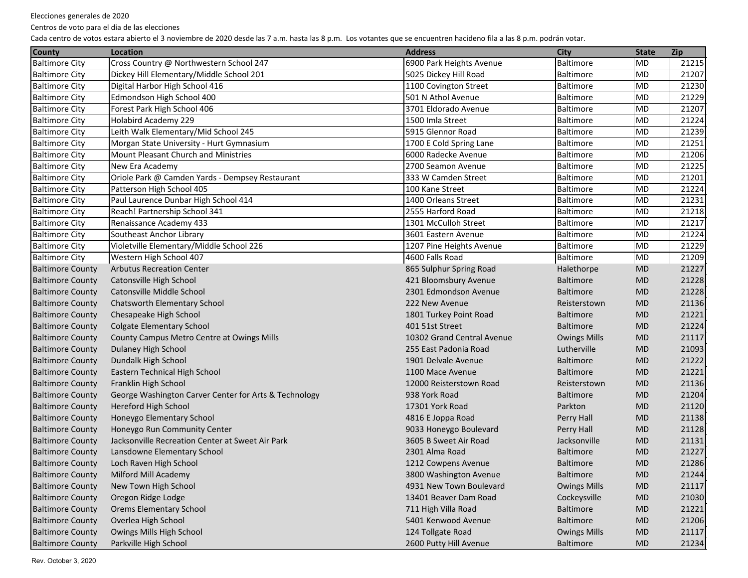Elecciones generales de 2020

Centros de voto para el dia de las elecciones

Cada centro de votos estara abierto el 3 noviembre de 2020 desde las 7 a.m. hasta las 8 p.m. Los votantes que se encuentren hacideno fila a las 8 p.m. podrán votar.

| County | Location | Address | City | State | Zip |
|---|---|---|---|---|---|
| Baltimore City | Cross Country @ Northwestern School 247 | 6900 Park Heights Avenue | Baltimore | MD | 21215 |
| Baltimore City | Dickey Hill Elementary/Middle School 201 | 5025 Dickey Hill Road | Baltimore | MD | 21207 |
| Baltimore City | Digital Harbor High School 416 | 1100 Covington Street | Baltimore | MD | 21230 |
| Baltimore City | Edmondson High School 400 | 501 N Athol Avenue | Baltimore | MD | 21229 |
| Baltimore City | Forest Park High School 406 | 3701 Eldorado Avenue | Baltimore | MD | 21207 |
| Baltimore City | Holabird Academy 229 | 1500 Imla Street | Baltimore | MD | 21224 |
| Baltimore City | Leith Walk Elementary/Mid School 245 | 5915 Glennor Road | Baltimore | MD | 21239 |
| Baltimore City | Morgan State University - Hurt Gymnasium | 1700 E Cold Spring Lane | Baltimore | MD | 21251 |
| Baltimore City | Mount Pleasant Church and Ministries | 6000 Radecke Avenue | Baltimore | MD | 21206 |
| Baltimore City | New Era Academy | 2700 Seamon Avenue | Baltimore | MD | 21225 |
| Baltimore City | Oriole Park @ Camden Yards - Dempsey Restaurant | 333 W Camden Street | Baltimore | MD | 21201 |
| Baltimore City | Patterson High School 405 | 100 Kane Street | Baltimore | MD | 21224 |
| Baltimore City | Paul Laurence Dunbar High School 414 | 1400 Orleans Street | Baltimore | MD | 21231 |
| Baltimore City | Reach! Partnership School 341 | 2555 Harford Road | Baltimore | MD | 21218 |
| Baltimore City | Renaissance Academy 433 | 1301 McCulloh Street | Baltimore | MD | 21217 |
| Baltimore City | Southeast Anchor Library | 3601 Eastern Avenue | Baltimore | MD | 21224 |
| Baltimore City | Violetville Elementary/Middle School 226 | 1207 Pine Heights Avenue | Baltimore | MD | 21229 |
| Baltimore City | Western High School 407 | 4600 Falls Road | Baltimore | MD | 21209 |
| Baltimore County | Arbutus Recreation Center | 865 Sulphur Spring Road | Halethorpe | MD | 21227 |
| Baltimore County | Catonsville High School | 421 Bloomsbury Avenue | Baltimore | MD | 21228 |
| Baltimore County | Catonsville Middle School | 2301 Edmondson Avenue | Baltimore | MD | 21228 |
| Baltimore County | Chatsworth Elementary School | 222 New Avenue | Reisterstown | MD | 21136 |
| Baltimore County | Chesapeake High School | 1801 Turkey Point Road | Baltimore | MD | 21221 |
| Baltimore County | Colgate Elementary School | 401 51st Street | Baltimore | MD | 21224 |
| Baltimore County | County Campus Metro Centre at Owings Mills | 10302 Grand Central Avenue | Owings Mills | MD | 21117 |
| Baltimore County | Dulaney High School | 255 East Padonia Road | Lutherville | MD | 21093 |
| Baltimore County | Dundalk High School | 1901 Delvale Avenue | Baltimore | MD | 21222 |
| Baltimore County | Eastern Technical High School | 1100 Mace Avenue | Baltimore | MD | 21221 |
| Baltimore County | Franklin High School | 12000 Reisterstown Road | Reisterstown | MD | 21136 |
| Baltimore County | George Washington Carver Center for Arts & Technology | 938 York Road | Baltimore | MD | 21204 |
| Baltimore County | Hereford High School | 17301 York Road | Parkton | MD | 21120 |
| Baltimore County | Honeygo Elementary School | 4816 E Joppa Road | Perry Hall | MD | 21138 |
| Baltimore County | Honeygo Run Community Center | 9033 Honeygo Boulevard | Perry Hall | MD | 21128 |
| Baltimore County | Jacksonville Recreation Center at Sweet Air Park | 3605 B Sweet Air Road | Jacksonville | MD | 21131 |
| Baltimore County | Lansdowne Elementary School | 2301 Alma Road | Baltimore | MD | 21227 |
| Baltimore County | Loch Raven High School | 1212 Cowpens Avenue | Baltimore | MD | 21286 |
| Baltimore County | Milford Mill Academy | 3800 Washington Avenue | Baltimore | MD | 21244 |
| Baltimore County | New Town High School | 4931 New Town Boulevard | Owings Mills | MD | 21117 |
| Baltimore County | Oregon Ridge Lodge | 13401 Beaver Dam Road | Cockeysville | MD | 21030 |
| Baltimore County | Orems Elementary School | 711 High Villa Road | Baltimore | MD | 21221 |
| Baltimore County | Overlea High School | 5401 Kenwood Avenue | Baltimore | MD | 21206 |
| Baltimore County | Owings Mills High School | 124 Tollgate Road | Owings Mills | MD | 21117 |
| Baltimore County | Parkville High School | 2600 Putty Hill Avenue | Baltimore | MD | 21234 |

Rev. October 3, 2020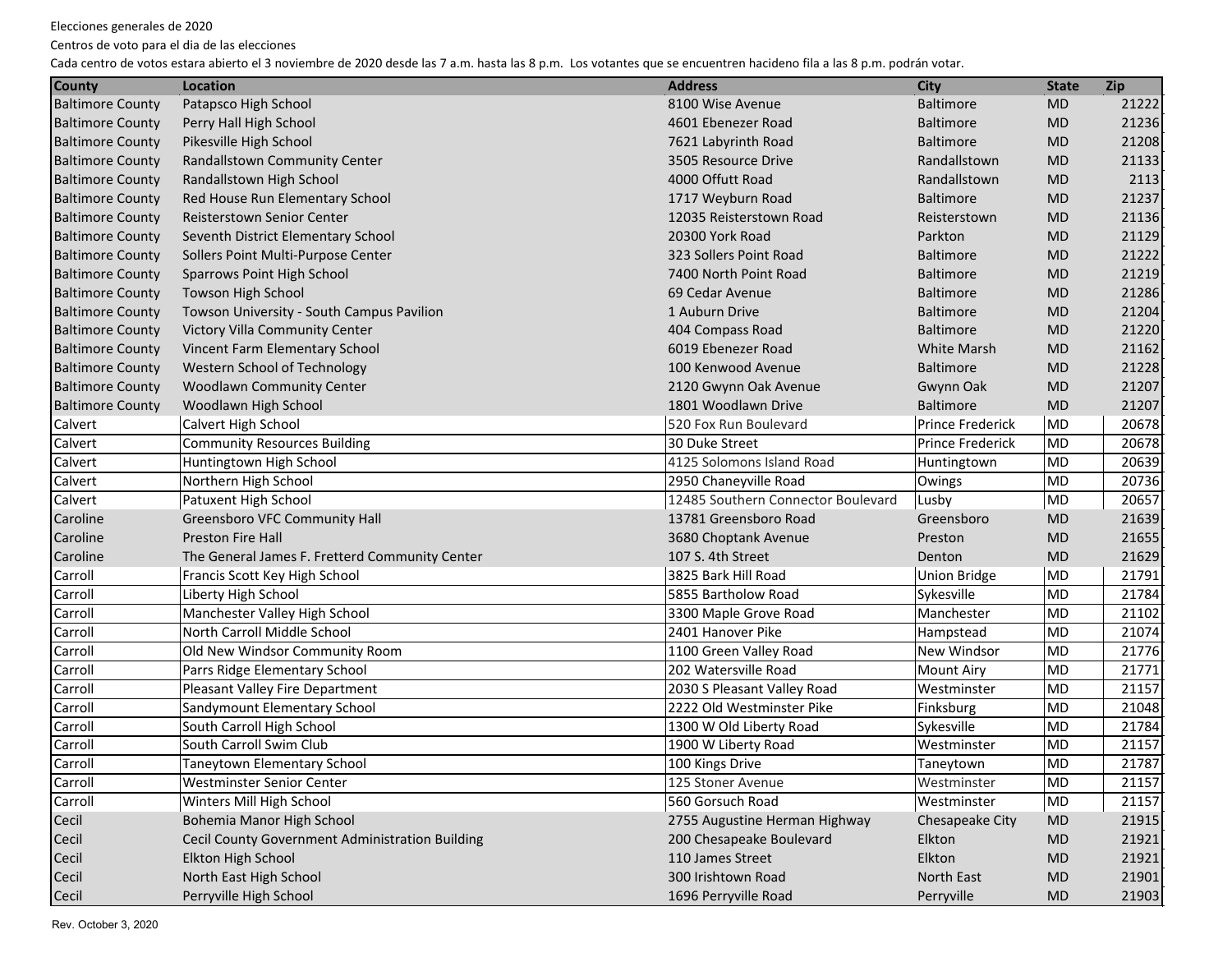Elecciones generales de 2020

Centros de voto para el dia de las elecciones

Cada centro de votos estara abierto el 3 noviembre de 2020 desde las 7 a.m. hasta las 8 p.m. Los votantes que se encuentren hacideno fila a las 8 p.m. podrán votar.

| County | Location | Address | City | State | Zip |
|---|---|---|---|---|---|
| Baltimore County | Patapsco High School | 8100 Wise Avenue | Baltimore | MD | 21222 |
| Baltimore County | Perry Hall High School | 4601 Ebenezer Road | Baltimore | MD | 21236 |
| Baltimore County | Pikesville High School | 7621 Labyrinth Road | Baltimore | MD | 21208 |
| Baltimore County | Randallstown Community Center | 3505 Resource Drive | Randallstown | MD | 21133 |
| Baltimore County | Randallstown High School | 4000 Offutt Road | Randallstown | MD | 2113 |
| Baltimore County | Red House Run Elementary School | 1717 Weyburn Road | Baltimore | MD | 21237 |
| Baltimore County | Reisterstown Senior Center | 12035 Reisterstown Road | Reisterstown | MD | 21136 |
| Baltimore County | Seventh District Elementary School | 20300 York Road | Parkton | MD | 21129 |
| Baltimore County | Sollers Point Multi-Purpose Center | 323 Sollers Point Road | Baltimore | MD | 21222 |
| Baltimore County | Sparrows Point High School | 7400 North Point Road | Baltimore | MD | 21219 |
| Baltimore County | Towson High School | 69 Cedar Avenue | Baltimore | MD | 21286 |
| Baltimore County | Towson University - South Campus Pavilion | 1 Auburn Drive | Baltimore | MD | 21204 |
| Baltimore County | Victory Villa Community Center | 404 Compass Road | Baltimore | MD | 21220 |
| Baltimore County | Vincent Farm Elementary School | 6019 Ebenezer Road | White Marsh | MD | 21162 |
| Baltimore County | Western School of Technology | 100 Kenwood Avenue | Baltimore | MD | 21228 |
| Baltimore County | Woodlawn Community Center | 2120 Gwynn Oak Avenue | Gwynn Oak | MD | 21207 |
| Baltimore County | Woodlawn High School | 1801 Woodlawn Drive | Baltimore | MD | 21207 |
| Calvert | Calvert High School | 520 Fox Run Boulevard | Prince Frederick | MD | 20678 |
| Calvert | Community Resources Building | 30 Duke Street | Prince Frederick | MD | 20678 |
| Calvert | Huntingtown High School | 4125 Solomons Island Road | Huntingtown | MD | 20639 |
| Calvert | Northern High School | 2950 Chaneyville Road | Owings | MD | 20736 |
| Calvert | Patuxent High School | 12485 Southern Connector Boulevard | Lusby | MD | 20657 |
| Caroline | Greensboro VFC Community Hall | 13781 Greensboro Road | Greensboro | MD | 21639 |
| Caroline | Preston Fire Hall | 3680 Choptank Avenue | Preston | MD | 21655 |
| Caroline | The General James F. Fretterd Community Center | 107 S. 4th Street | Denton | MD | 21629 |
| Carroll | Francis Scott Key High School | 3825 Bark Hill Road | Union Bridge | MD | 21791 |
| Carroll | Liberty High School | 5855 Bartholow Road | Sykesville | MD | 21784 |
| Carroll | Manchester Valley High School | 3300 Maple Grove Road | Manchester | MD | 21102 |
| Carroll | North Carroll Middle School | 2401 Hanover Pike | Hampstead | MD | 21074 |
| Carroll | Old New Windsor Community Room | 1100 Green Valley Road | New Windsor | MD | 21776 |
| Carroll | Parrs Ridge Elementary School | 202 Watersville Road | Mount Airy | MD | 21771 |
| Carroll | Pleasant Valley Fire Department | 2030 S Pleasant Valley Road | Westminster | MD | 21157 |
| Carroll | Sandymount Elementary School | 2222 Old Westminster Pike | Finksburg | MD | 21048 |
| Carroll | South Carroll High School | 1300 W Old Liberty Road | Sykesville | MD | 21784 |
| Carroll | South Carroll Swim Club | 1900 W Liberty Road | Westminster | MD | 21157 |
| Carroll | Taneytown Elementary School | 100 Kings Drive | Taneytown | MD | 21787 |
| Carroll | Westminster Senior Center | 125 Stoner Avenue | Westminster | MD | 21157 |
| Carroll | Winters Mill High School | 560 Gorsuch Road | Westminster | MD | 21157 |
| Cecil | Bohemia Manor High School | 2755 Augustine Herman Highway | Chesapeake City | MD | 21915 |
| Cecil | Cecil County Government Administration Building | 200 Chesapeake Boulevard | Elkton | MD | 21921 |
| Cecil | Elkton High School | 110 James Street | Elkton | MD | 21921 |
| Cecil | North East High School | 300 Irishtown Road | North East | MD | 21901 |
| Cecil | Perryville High School | 1696 Perryville Road | Perryville | MD | 21903 |

Rev. October 3, 2020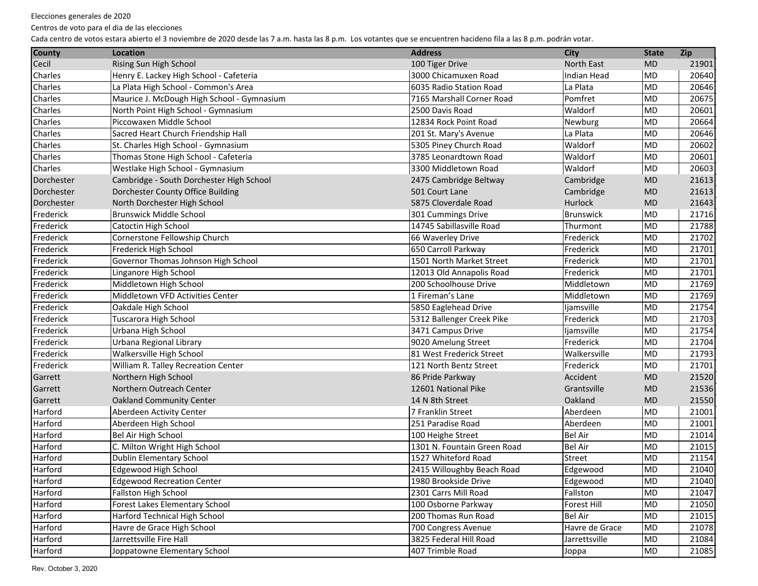Elecciones generales de 2020

Centros de voto para el dia de las elecciones

Cada centro de votos estara abierto el 3 noviembre de 2020 desde las 7 a.m. hasta las 8 p.m. Los votantes que se encuentren hacideno fila a las 8 p.m. podrán votar.

| County | Location | Address | City | State | Zip |
|---|---|---|---|---|---|
| Cecil | Rising Sun High School | 100 Tiger Drive | North East | MD | 21901 |
| Charles | Henry E. Lackey High School - Cafeteria | 3000 Chicamuxen Road | Indian Head | MD | 20640 |
| Charles | La Plata High School - Common's Area | 6035 Radio Station Road | La Plata | MD | 20646 |
| Charles | Maurice J. McDough High School - Gymnasium | 7165 Marshall Corner Road | Pomfret | MD | 20675 |
| Charles | North Point High School - Gymnasium | 2500 Davis Road | Waldorf | MD | 20601 |
| Charles | Piccowaxen Middle School | 12834 Rock Point Road | Newburg | MD | 20664 |
| Charles | Sacred Heart Church Friendship Hall | 201 St. Mary's Avenue | La Plata | MD | 20646 |
| Charles | St. Charles High School - Gymnasium | 5305 Piney Church Road | Waldorf | MD | 20602 |
| Charles | Thomas Stone High School - Cafeteria | 3785 Leonardtown Road | Waldorf | MD | 20601 |
| Charles | Westlake High School - Gymnasium | 3300 Middletown Road | Waldorf | MD | 20603 |
| Dorchester | Cambridge - South Dorchester High School | 2475 Cambridge Beltway | Cambridge | MD | 21613 |
| Dorchester | Dorchester County Office Building | 501 Court Lane | Cambridge | MD | 21613 |
| Dorchester | North Dorchester High School | 5875 Cloverdale Road | Hurlock | MD | 21643 |
| Frederick | Brunswick Middle School | 301 Cummings Drive | Brunswick | MD | 21716 |
| Frederick | Catoctin High School | 14745 Sabillasville Road | Thurmont | MD | 21788 |
| Frederick | Cornerstone Fellowship Church | 66 Waverley Drive | Frederick | MD | 21702 |
| Frederick | Frederick High School | 650 Carroll Parkway | Frederick | MD | 21701 |
| Frederick | Governor Thomas Johnson High School | 1501 North Market Street | Frederick | MD | 21701 |
| Frederick | Linganore High School | 12013 Old Annapolis Road | Frederick | MD | 21701 |
| Frederick | Middletown High School | 200 Schoolhouse Drive | Middletown | MD | 21769 |
| Frederick | Middletown VFD Activities Center | 1 Fireman's Lane | Middletown | MD | 21769 |
| Frederick | Oakdale High School | 5850 Eaglehead Drive | Ijamsville | MD | 21754 |
| Frederick | Tuscarora High School | 5312 Ballenger Creek Pike | Frederick | MD | 21703 |
| Frederick | Urbana High School | 3471 Campus Drive | Ijamsville | MD | 21754 |
| Frederick | Urbana Regional Library | 9020 Amelung Street | Frederick | MD | 21704 |
| Frederick | Walkersville High School | 81 West Frederick Street | Walkersville | MD | 21793 |
| Frederick | William R. Talley Recreation Center | 121 North Bentz Street | Frederick | MD | 21701 |
| Garrett | Northern High School | 86 Pride Parkway | Accident | MD | 21520 |
| Garrett | Northern Outreach Center | 12601 National Pike | Grantsville | MD | 21536 |
| Garrett | Oakland Community Center | 14 N 8th Street | Oakland | MD | 21550 |
| Harford | Aberdeen Activity Center | 7 Franklin Street | Aberdeen | MD | 21001 |
| Harford | Aberdeen High School | 251 Paradise Road | Aberdeen | MD | 21001 |
| Harford | Bel Air High School | 100 Heighe Street | Bel Air | MD | 21014 |
| Harford | C. Milton Wright High School | 1301 N. Fountain Green Road | Bel Air | MD | 21015 |
| Harford | Dublin Elementary School | 1527 Whiteford Road | Street | MD | 21154 |
| Harford | Edgewood High School | 2415 Willoughby Beach Road | Edgewood | MD | 21040 |
| Harford | Edgewood Recreation Center | 1980 Brookside Drive | Edgewood | MD | 21040 |
| Harford | Fallston High School | 2301 Carrs Mill Road | Fallston | MD | 21047 |
| Harford | Forest Lakes Elementary School | 100 Osborne Parkway | Forest Hill | MD | 21050 |
| Harford | Harford Technical High School | 200 Thomas Run Road | Bel Air | MD | 21015 |
| Harford | Havre de Grace High School | 700 Congress Avenue | Havre de Grace | MD | 21078 |
| Harford | Jarrettsville Fire Hall | 3825 Federal Hill Road | Jarrettsville | MD | 21084 |
| Harford | Joppatowne Elementary School | 407 Trimble Road | Joppa | MD | 21085 |

Rev. October 3, 2020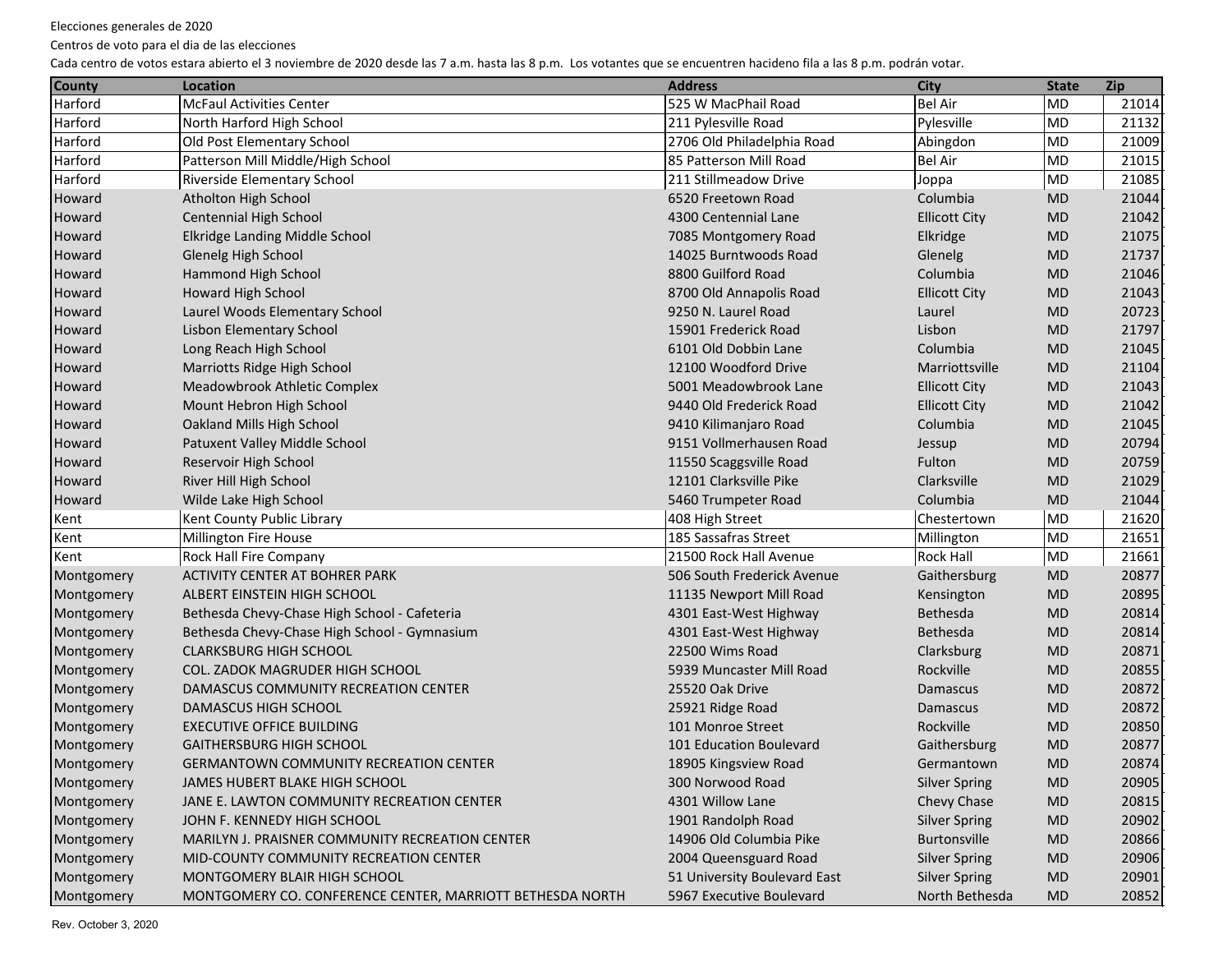Elecciones generales de 2020

Centros de voto para el dia de las elecciones

Cada centro de votos estara abierto el 3 noviembre de 2020 desde las 7 a.m. hasta las 8 p.m. Los votantes que se encuentren hacideno fila a las 8 p.m. podrán votar.

| County | Location | Address | City | State | Zip |
|---|---|---|---|---|---|
| Harford | McFaul Activities Center | 525 W MacPhail Road | Bel Air | MD | 21014 |
| Harford | North Harford High School | 211 Pylesville Road | Pylesville | MD | 21132 |
| Harford | Old Post Elementary School | 2706 Old Philadelphia Road | Abingdon | MD | 21009 |
| Harford | Patterson Mill Middle/High School | 85 Patterson Mill Road | Bel Air | MD | 21015 |
| Harford | Riverside Elementary School | 211 Stillmeadow Drive | Joppa | MD | 21085 |
| Howard | Atholton High School | 6520 Freetown Road | Columbia | MD | 21044 |
| Howard | Centennial High School | 4300 Centennial Lane | Ellicott City | MD | 21042 |
| Howard | Elkridge Landing Middle School | 7085 Montgomery Road | Elkridge | MD | 21075 |
| Howard | Glenelg High School | 14025 Burntwoods Road | Glenelg | MD | 21737 |
| Howard | Hammond High School | 8800 Guilford Road | Columbia | MD | 21046 |
| Howard | Howard High School | 8700 Old Annapolis Road | Ellicott City | MD | 21043 |
| Howard | Laurel Woods Elementary School | 9250 N. Laurel Road | Laurel | MD | 20723 |
| Howard | Lisbon Elementary School | 15901 Frederick Road | Lisbon | MD | 21797 |
| Howard | Long Reach High School | 6101 Old Dobbin Lane | Columbia | MD | 21045 |
| Howard | Marriotts Ridge High School | 12100 Woodford Drive | Marriottsville | MD | 21104 |
| Howard | Meadowbrook Athletic Complex | 5001 Meadowbrook Lane | Ellicott City | MD | 21043 |
| Howard | Mount Hebron High School | 9440 Old Frederick Road | Ellicott City | MD | 21042 |
| Howard | Oakland Mills High School | 9410 Kilimanjaro Road | Columbia | MD | 21045 |
| Howard | Patuxent Valley Middle School | 9151 Vollmerhausen Road | Jessup | MD | 20794 |
| Howard | Reservoir High School | 11550 Scaggsville Road | Fulton | MD | 20759 |
| Howard | River Hill High School | 12101 Clarksville Pike | Clarksville | MD | 21029 |
| Howard | Wilde Lake High School | 5460 Trumpeter Road | Columbia | MD | 21044 |
| Kent | Kent County Public Library | 408 High Street | Chestertown | MD | 21620 |
| Kent | Millington Fire House | 185 Sassafras Street | Millington | MD | 21651 |
| Kent | Rock Hall Fire Company | 21500 Rock Hall Avenue | Rock Hall | MD | 21661 |
| Montgomery | ACTIVITY CENTER AT BOHRER PARK | 506 South Frederick Avenue | Gaithersburg | MD | 20877 |
| Montgomery | ALBERT EINSTEIN HIGH SCHOOL | 11135 Newport Mill Road | Kensington | MD | 20895 |
| Montgomery | Bethesda Chevy-Chase High School - Cafeteria | 4301 East-West Highway | Bethesda | MD | 20814 |
| Montgomery | Bethesda Chevy-Chase High School - Gymnasium | 4301 East-West Highway | Bethesda | MD | 20814 |
| Montgomery | CLARKSBURG HIGH SCHOOL | 22500 Wims Road | Clarksburg | MD | 20871 |
| Montgomery | COL. ZADOK MAGRUDER HIGH SCHOOL | 5939 Muncaster Mill Road | Rockville | MD | 20855 |
| Montgomery | DAMASCUS COMMUNITY RECREATION CENTER | 25520 Oak Drive | Damascus | MD | 20872 |
| Montgomery | DAMASCUS HIGH SCHOOL | 25921 Ridge Road | Damascus | MD | 20872 |
| Montgomery | EXECUTIVE OFFICE BUILDING | 101 Monroe Street | Rockville | MD | 20850 |
| Montgomery | GAITHERSBURG HIGH SCHOOL | 101 Education Boulevard | Gaithersburg | MD | 20877 |
| Montgomery | GERMANTOWN COMMUNITY RECREATION CENTER | 18905 Kingsview Road | Germantown | MD | 20874 |
| Montgomery | JAMES HUBERT BLAKE HIGH SCHOOL | 300 Norwood Road | Silver Spring | MD | 20905 |
| Montgomery | JANE E. LAWTON COMMUNITY RECREATION CENTER | 4301 Willow Lane | Chevy Chase | MD | 20815 |
| Montgomery | JOHN F. KENNEDY HIGH SCHOOL | 1901 Randolph Road | Silver Spring | MD | 20902 |
| Montgomery | MARILYN J. PRAISNER COMMUNITY RECREATION CENTER | 14906 Old Columbia Pike | Burtonsville | MD | 20866 |
| Montgomery | MID-COUNTY COMMUNITY RECREATION CENTER | 2004 Queensguard Road | Silver Spring | MD | 20906 |
| Montgomery | MONTGOMERY BLAIR HIGH SCHOOL | 51 University Boulevard East | Silver Spring | MD | 20901 |
| Montgomery | MONTGOMERY CO. CONFERENCE CENTER, MARRIOTT BETHESDA NORTH | 5967 Executive Boulevard | North Bethesda | MD | 20852 |

Rev. October 3, 2020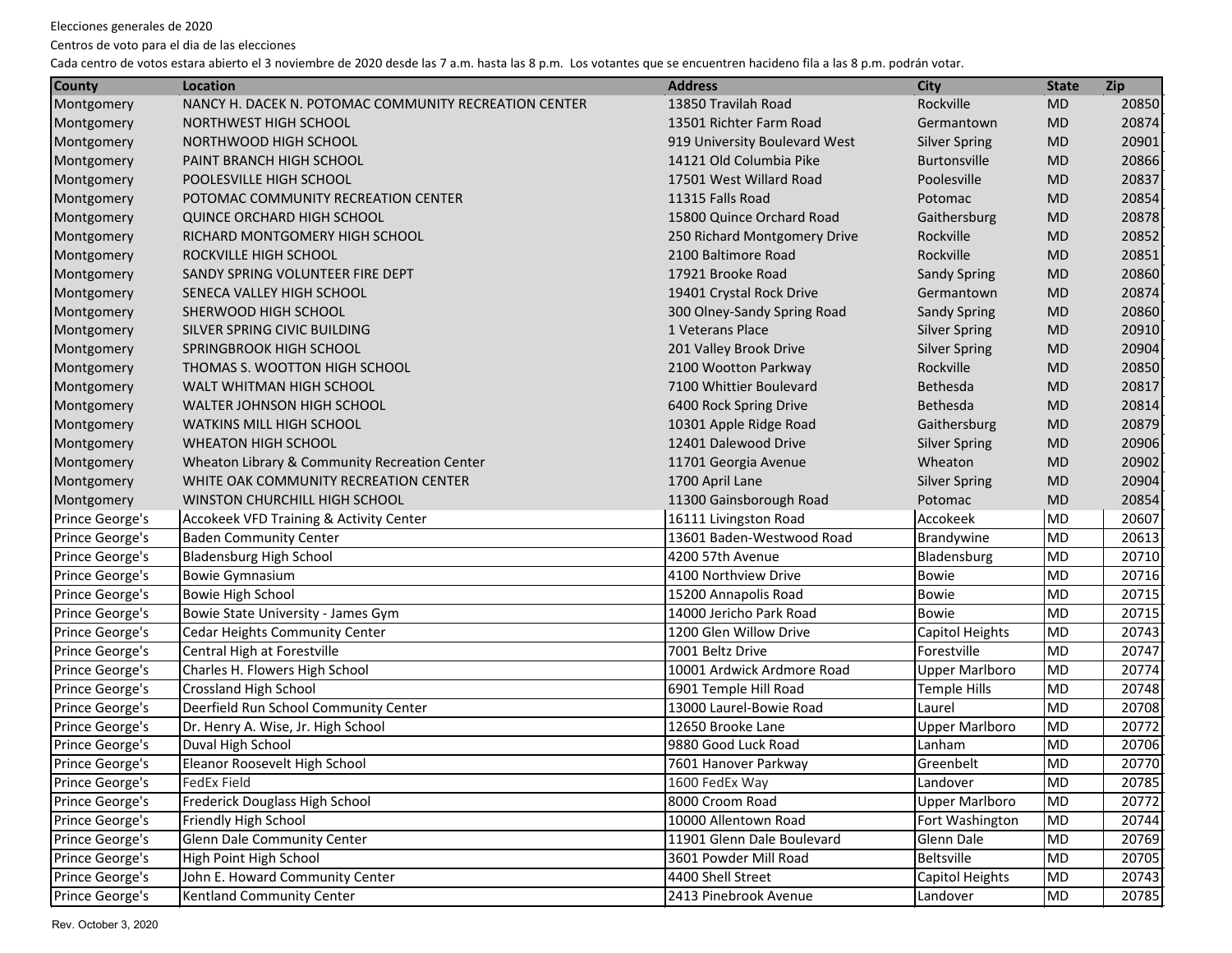Elecciones generales de 2020

Centros de voto para el dia de las elecciones

Cada centro de votos estara abierto el 3 noviembre de 2020 desde las 7 a.m. hasta las 8 p.m. Los votantes que se encuentren hacideno fila a las 8 p.m. podrán votar.

| County | Location | Address | City | State | Zip |
|---|---|---|---|---|---|
| Montgomery | NANCY H. DACEK N. POTOMAC COMMUNITY RECREATION CENTER | 13850 Travilah Road | Rockville | MD | 20850 |
| Montgomery | NORTHWEST HIGH SCHOOL | 13501 Richter Farm Road | Germantown | MD | 20874 |
| Montgomery | NORTHWOOD HIGH SCHOOL | 919 University Boulevard West | Silver Spring | MD | 20901 |
| Montgomery | PAINT BRANCH HIGH SCHOOL | 14121 Old Columbia Pike | Burtonsville | MD | 20866 |
| Montgomery | POOLESVILLE HIGH SCHOOL | 17501 West Willard Road | Poolesville | MD | 20837 |
| Montgomery | POTOMAC COMMUNITY RECREATION CENTER | 11315 Falls Road | Potomac | MD | 20854 |
| Montgomery | QUINCE ORCHARD HIGH SCHOOL | 15800 Quince Orchard Road | Gaithersburg | MD | 20878 |
| Montgomery | RICHARD MONTGOMERY HIGH SCHOOL | 250 Richard Montgomery Drive | Rockville | MD | 20852 |
| Montgomery | ROCKVILLE HIGH SCHOOL | 2100 Baltimore Road | Rockville | MD | 20851 |
| Montgomery | SANDY SPRING VOLUNTEER FIRE DEPT | 17921 Brooke Road | Sandy Spring | MD | 20860 |
| Montgomery | SENECA VALLEY HIGH SCHOOL | 19401 Crystal Rock Drive | Germantown | MD | 20874 |
| Montgomery | SHERWOOD HIGH SCHOOL | 300 Olney-Sandy Spring Road | Sandy Spring | MD | 20860 |
| Montgomery | SILVER SPRING CIVIC BUILDING | 1 Veterans Place | Silver Spring | MD | 20910 |
| Montgomery | SPRINGBROOK HIGH SCHOOL | 201 Valley Brook Drive | Silver Spring | MD | 20904 |
| Montgomery | THOMAS S. WOOTTON HIGH SCHOOL | 2100 Wootton Parkway | Rockville | MD | 20850 |
| Montgomery | WALT WHITMAN HIGH SCHOOL | 7100 Whittier Boulevard | Bethesda | MD | 20817 |
| Montgomery | WALTER JOHNSON HIGH SCHOOL | 6400 Rock Spring Drive | Bethesda | MD | 20814 |
| Montgomery | WATKINS MILL HIGH SCHOOL | 10301 Apple Ridge Road | Gaithersburg | MD | 20879 |
| Montgomery | WHEATON HIGH SCHOOL | 12401 Dalewood Drive | Silver Spring | MD | 20906 |
| Montgomery | Wheaton Library & Community Recreation Center | 11701 Georgia Avenue | Wheaton | MD | 20902 |
| Montgomery | WHITE OAK COMMUNITY RECREATION CENTER | 1700 April Lane | Silver Spring | MD | 20904 |
| Montgomery | WINSTON CHURCHILL HIGH SCHOOL | 11300 Gainsborough Road | Potomac | MD | 20854 |
| Prince George's | Accokeek VFD Training & Activity Center | 16111 Livingston Road | Accokeek | MD | 20607 |
| Prince George's | Baden Community Center | 13601 Baden-Westwood Road | Brandywine | MD | 20613 |
| Prince George's | Bladensburg High School | 4200 57th Avenue | Bladensburg | MD | 20710 |
| Prince George's | Bowie Gymnasium | 4100 Northview Drive | Bowie | MD | 20716 |
| Prince George's | Bowie High School | 15200 Annapolis Road | Bowie | MD | 20715 |
| Prince George's | Bowie State University - James Gym | 14000 Jericho Park Road | Bowie | MD | 20715 |
| Prince George's | Cedar Heights Community Center | 1200 Glen Willow Drive | Capitol Heights | MD | 20743 |
| Prince George's | Central High at Forestville | 7001 Beltz Drive | Forestville | MD | 20747 |
| Prince George's | Charles H. Flowers High School | 10001 Ardwick Ardmore Road | Upper Marlboro | MD | 20774 |
| Prince George's | Crossland High School | 6901 Temple Hill Road | Temple Hills | MD | 20748 |
| Prince George's | Deerfield Run School Community Center | 13000 Laurel-Bowie Road | Laurel | MD | 20708 |
| Prince George's | Dr. Henry A. Wise, Jr. High School | 12650 Brooke Lane | Upper Marlboro | MD | 20772 |
| Prince George's | Duval High School | 9880 Good Luck Road | Lanham | MD | 20706 |
| Prince George's | Eleanor Roosevelt High School | 7601 Hanover Parkway | Greenbelt | MD | 20770 |
| Prince George's | FedEx Field | 1600 FedEx Way | Landover | MD | 20785 |
| Prince George's | Frederick Douglass High School | 8000 Croom Road | Upper Marlboro | MD | 20772 |
| Prince George's | Friendly High School | 10000 Allentown Road | Fort Washington | MD | 20744 |
| Prince George's | Glenn Dale Community Center | 11901 Glenn Dale Boulevard | Glenn Dale | MD | 20769 |
| Prince George's | High Point High School | 3601 Powder Mill Road | Beltsville | MD | 20705 |
| Prince George's | John E. Howard Community Center | 4400 Shell Street | Capitol Heights | MD | 20743 |
| Prince George's | Kentland Community Center | 2413 Pinebrook Avenue | Landover | MD | 20785 |

Rev. October 3, 2020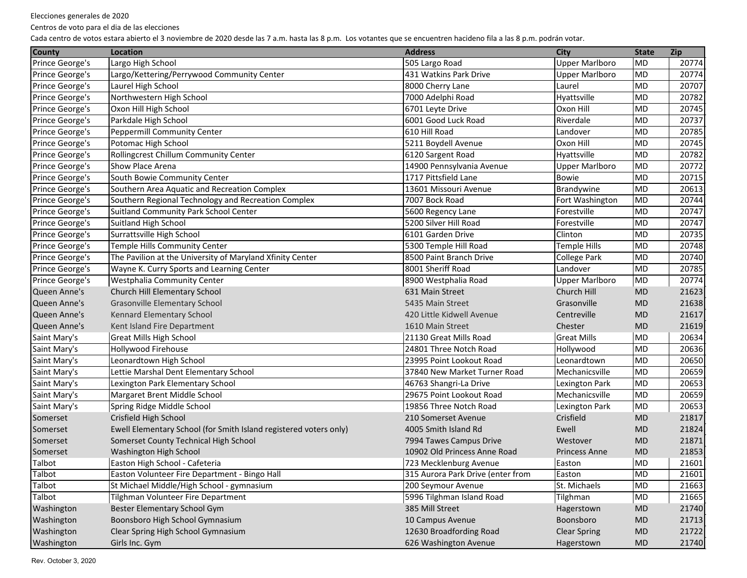Elecciones generales de 2020

Centros de voto para el dia de las elecciones

Cada centro de votos estara abierto el 3 noviembre de 2020 desde las 7 a.m. hasta las 8 p.m. Los votantes que se encuentren hacideno fila a las 8 p.m. podrán votar.

| County | Location | Address | City | State | Zip |
|---|---|---|---|---|---|
| Prince George's | Largo High School | 505 Largo Road | Upper Marlboro | MD | 20774 |
| Prince George's | Largo/Kettering/Perrywood Community Center | 431 Watkins Park Drive | Upper Marlboro | MD | 20774 |
| Prince George's | Laurel High School | 8000 Cherry Lane | Laurel | MD | 20707 |
| Prince George's | Northwestern High School | 7000 Adelphi Road | Hyattsville | MD | 20782 |
| Prince George's | Oxon Hill High School | 6701 Leyte Drive | Oxon Hill | MD | 20745 |
| Prince George's | Parkdale High School | 6001 Good Luck Road | Riverdale | MD | 20737 |
| Prince George's | Peppermill Community Center | 610 Hill Road | Landover | MD | 20785 |
| Prince George's | Potomac High School | 5211 Boydell Avenue | Oxon Hill | MD | 20745 |
| Prince George's | Rollingcrest Chillum Community Center | 6120 Sargent Road | Hyattsville | MD | 20782 |
| Prince George's | Show Place Arena | 14900 Pennsylvania Avenue | Upper Marlboro | MD | 20772 |
| Prince George's | South Bowie Community Center | 1717 Pittsfield Lane | Bowie | MD | 20715 |
| Prince George's | Southern Area Aquatic and Recreation Complex | 13601 Missouri Avenue | Brandywine | MD | 20613 |
| Prince George's | Southern Regional Technology and Recreation Complex | 7007 Bock Road | Fort Washington | MD | 20744 |
| Prince George's | Suitland Community Park School Center | 5600 Regency Lane | Forestville | MD | 20747 |
| Prince George's | Suitland High School | 5200 Silver Hill Road | Forestville | MD | 20747 |
| Prince George's | Surrattsville High School | 6101 Garden Drive | Clinton | MD | 20735 |
| Prince George's | Temple Hills Community Center | 5300 Temple Hill Road | Temple Hills | MD | 20748 |
| Prince George's | The Pavilion at the University of Maryland Xfinity Center | 8500 Paint Branch Drive | College Park | MD | 20740 |
| Prince George's | Wayne K. Curry Sports and Learning Center | 8001 Sheriff Road | Landover | MD | 20785 |
| Prince George's | Westphalia Community Center | 8900 Westphalia Road | Upper Marlboro | MD | 20774 |
| Queen Anne's | Church Hill Elementary School | 631 Main Street | Church Hill | MD | 21623 |
| Queen Anne's | Grasonville Elementary School | 5435 Main Street | Grasonville | MD | 21638 |
| Queen Anne's | Kennard Elementary School | 420 Little Kidwell Avenue | Centreville | MD | 21617 |
| Queen Anne's | Kent Island Fire Department | 1610 Main Street | Chester | MD | 21619 |
| Saint Mary's | Great Mills High School | 21130 Great Mills Road | Great Mills | MD | 20634 |
| Saint Mary's | Hollywood Firehouse | 24801 Three Notch Road | Hollywood | MD | 20636 |
| Saint Mary's | Leonardtown High School | 23995 Point Lookout Road | Leonardtown | MD | 20650 |
| Saint Mary's | Lettie Marshal Dent Elementary School | 37840 New Market Turner Road | Mechanicsville | MD | 20659 |
| Saint Mary's | Lexington Park Elementary School | 46763 Shangri-La Drive | Lexington Park | MD | 20653 |
| Saint Mary's | Margaret Brent Middle School | 29675 Point Lookout Road | Mechanicsville | MD | 20659 |
| Saint Mary's | Spring Ridge Middle School | 19856 Three Notch Road | Lexington Park | MD | 20653 |
| Somerset | Crisfield High School | 210 Somerset Avenue | Crisfield | MD | 21817 |
| Somerset | Ewell Elementary School (for Smith Island registered voters only) | 4005 Smith Island Rd | Ewell | MD | 21824 |
| Somerset | Somerset County Technical High School | 7994 Tawes Campus Drive | Westover | MD | 21871 |
| Somerset | Washington High School | 10902 Old Princess Anne Road | Princess Anne | MD | 21853 |
| Talbot | Easton High School - Cafeteria | 723 Mecklenburg Avenue | Easton | MD | 21601 |
| Talbot | Easton Volunteer Fire Department - Bingo Hall | 315 Aurora Park Drive (enter from | Easton | MD | 21601 |
| Talbot | St Michael Middle/High School - gymnasium | 200 Seymour Avenue | St. Michaels | MD | 21663 |
| Talbot | Tilghman Volunteer Fire Department | 5996 Tilghman Island Road | Tilghman | MD | 21665 |
| Washington | Bester Elementary School Gym | 385 Mill Street | Hagerstown | MD | 21740 |
| Washington | Boonsboro High School Gymnasium | 10 Campus Avenue | Boonsboro | MD | 21713 |
| Washington | Clear Spring High School Gymnasium | 12630 Broadfording Road | Clear Spring | MD | 21722 |
| Washington | Girls Inc. Gym | 626 Washington Avenue | Hagerstown | MD | 21740 |

Rev. October 3, 2020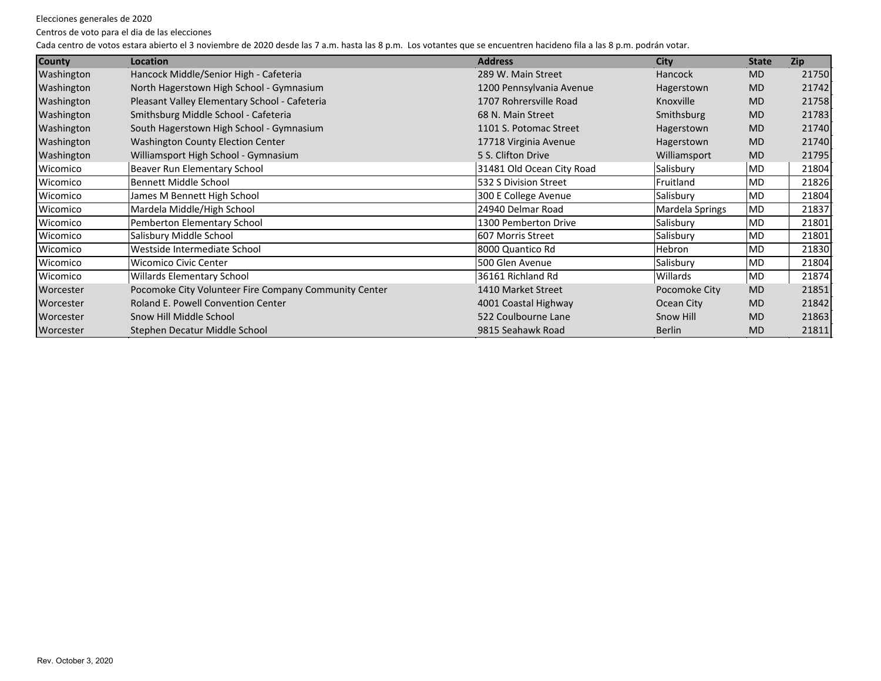Elecciones generales de 2020

Centros de voto para el dia de las elecciones

Cada centro de votos estara abierto el 3 noviembre de 2020 desde las 7 a.m. hasta las 8 p.m. Los votantes que se encuentren hacideno fila a las 8 p.m. podrán votar.

| County | Location | Address | City | State | Zip |
|---|---|---|---|---|---|
| Washington | Hancock Middle/Senior High - Cafeteria | 289 W. Main Street | Hancock | MD | 21750 |
| Washington | North Hagerstown High School - Gymnasium | 1200 Pennsylvania Avenue | Hagerstown | MD | 21742 |
| Washington | Pleasant Valley Elementary School - Cafeteria | 1707 Rohrersville Road | Knoxville | MD | 21758 |
| Washington | Smithsburg Middle School - Cafeteria | 68 N. Main Street | Smithsburg | MD | 21783 |
| Washington | South Hagerstown High School - Gymnasium | 1101 S. Potomac Street | Hagerstown | MD | 21740 |
| Washington | Washington County Election Center | 17718 Virginia Avenue | Hagerstown | MD | 21740 |
| Washington | Williamsport High School - Gymnasium | 5 S. Clifton Drive | Williamsport | MD | 21795 |
| Wicomico | Beaver Run Elementary School | 31481 Old Ocean City Road | Salisbury | MD | 21804 |
| Wicomico | Bennett Middle School | 532 S Division Street | Fruitland | MD | 21826 |
| Wicomico | James M Bennett High School | 300 E College Avenue | Salisbury | MD | 21804 |
| Wicomico | Mardela Middle/High School | 24940 Delmar Road | Mardela Springs | MD | 21837 |
| Wicomico | Pemberton Elementary School | 1300 Pemberton Drive | Salisbury | MD | 21801 |
| Wicomico | Salisbury Middle School | 607 Morris Street | Salisbury | MD | 21801 |
| Wicomico | Westside Intermediate School | 8000 Quantico Rd | Hebron | MD | 21830 |
| Wicomico | Wicomico Civic Center | 500 Glen Avenue | Salisbury | MD | 21804 |
| Wicomico | Willards Elementary School | 36161 Richland Rd | Willards | MD | 21874 |
| Worcester | Pocomoke City Volunteer Fire Company Community Center | 1410 Market Street | Pocomoke City | MD | 21851 |
| Worcester | Roland E. Powell Convention Center | 4001 Coastal Highway | Ocean City | MD | 21842 |
| Worcester | Snow Hill Middle School | 522 Coulbourne Lane | Snow Hill | MD | 21863 |
| Worcester | Stephen Decatur Middle School | 9815 Seahawk Road | Berlin | MD | 21811 |

Rev. October 3, 2020